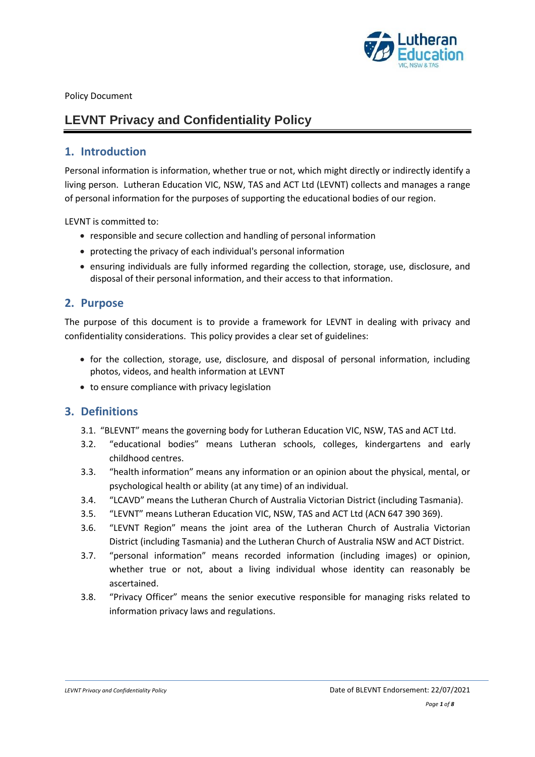Policy Document

# LEVNT Privacy and Confidentiality Policy

## 1. Introduction

Personal information is information, whether true or not, which might directly or indirectly identify a living person. Lutheran Education VIC, NSW, TAS and ACT Ltd (LEVNT) collects and manages a range of personal information for the purposes of supporting the educational bodies of our region.

LEVNT is committed to:

- responsible and secure collection and handling of personal information
- protecting the privacy of each individual's personal information
- ensuring individuals are fully informed regarding the collection, storage, use, disclosure, and disposal of their personal information, and their access to that information.

## 2. Purpose

The purpose of this document is to provide a framework for LEVNT in dealing with privacy and confidentiality considerations. This policy provides a clear set of guidelines:

- for the collection, storage, use, disclosure, and disposal of personal information, including photos, videos, and health information at LEVNT
- to ensure compliance with privacy legislation

## 3. Definitions

3.1. "BLEVNT" means the governing body for Lutheran Education VIC, NSW, TAS and ACT Ltd.

3.2. "educational bodies" means Lutheran schools, colleges, kindergartens and early childhood centres.

3.3. "health information" means any information or an opinion about the physical, mental, or psychological health or ability (at any time) of an individual.

3.4. "LCAVD" means the Lutheran Church of Australia Victorian District (including Tasmania).

3.5. "LEVNT" means Lutheran Education VIC, NSW, TAS and ACT Ltd (ACN 647 390 369).

3.6. "LEVNT Region" means the joint area of the Lutheran Church of Australia Victorian District (including Tasmania) and the Lutheran Church of Australia NSW and ACT District.

3.7. "personal information" means recorded information (including images) or opinion, whether true or not, about a living individual whose identity can reasonably be ascertained.

3.8. "Privacy Officer" means the senior executive responsible for managing risks related to information privacy laws and regulations.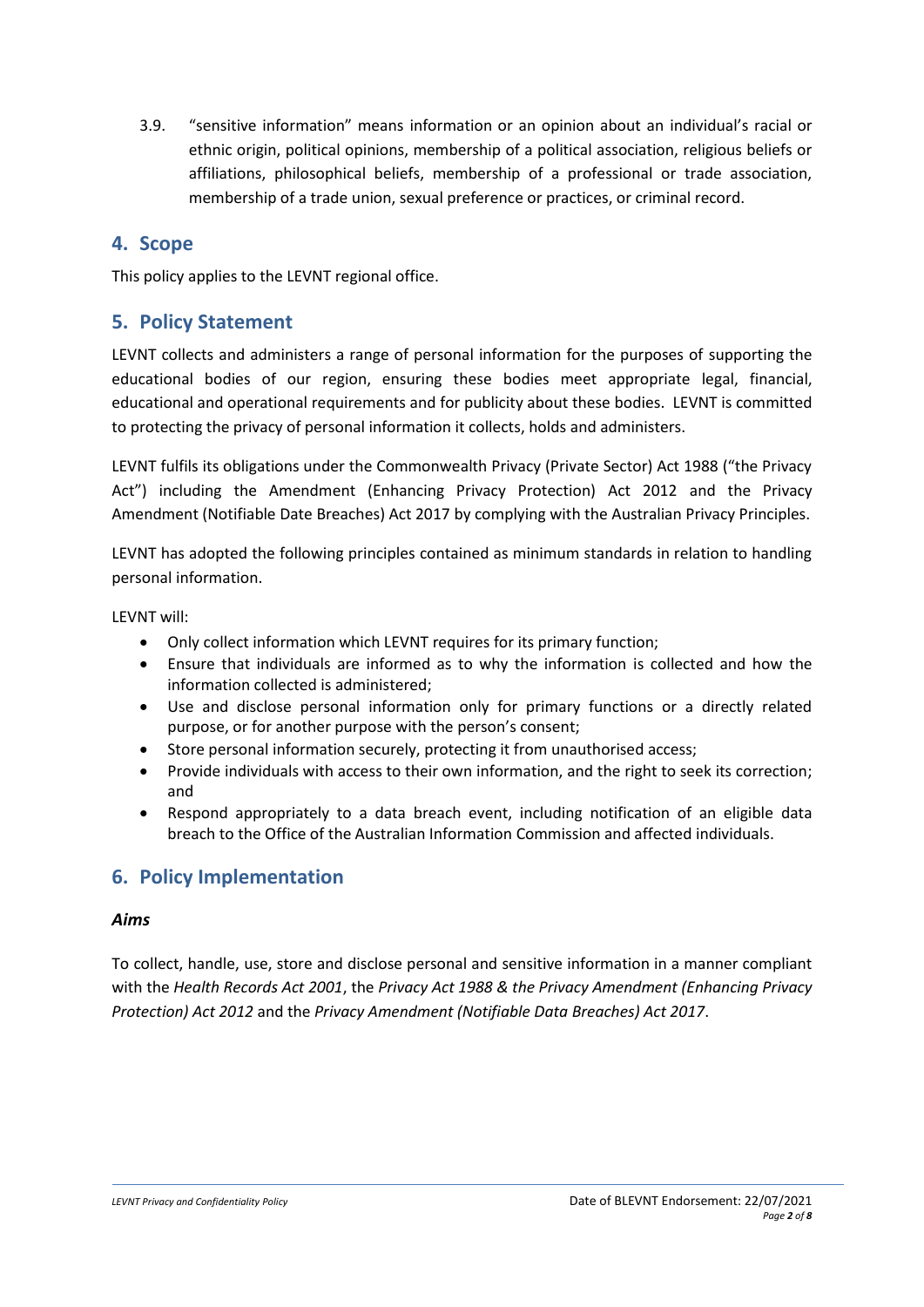3.9. "sensitive information" means information or an opinion about an individual's racial or ethnic origin, political opinions, membership of a political association, religious beliefs or affiliations, philosophical beliefs, membership of a professional or trade association, membership of a trade union, sexual preference or practices, or criminal record.

## 4. Scope

This policy applies to the LEVNT regional office.

## 5. Policy Statement

LEVNT collects and administers a range of personal information for the purposes of supporting the educational bodies of our region, ensuring these bodies meet appropriate legal, financial, educational and operational requirements and for publicity about these bodies. LEVNT is committed to protecting the privacy of personal information it collects, holds and administers.

LEVNT fulfils its obligations under the Commonwealth Privacy (Private Sector) Act 1988 ("the Privacy Act") including the Amendment (Enhancing Privacy Protection) Act 2012 and the Privacy Amendment (Notifiable Date Breaches) Act 2017 by complying with the Australian Privacy Principles.

LEVNT has adopted the following principles contained as minimum standards in relation to handling personal information.

LEVNT will:

- Only collect information which LEVNT requires for its primary function;
- Ensure that individuals are informed as to why the information is collected and how the information collected is administered;
- Use and disclose personal information only for primary functions or a directly related purpose, or for another purpose with the person's consent;
- Store personal information securely, protecting it from unauthorised access;
- Provide individuals with access to their own information, and the right to seek its correction; and
- Respond appropriately to a data breach event, including notification of an eligible data breach to the Office of the Australian Information Commission and affected individuals.

## 6. Policy Implementation

### *Aims*

To collect, handle, use, store and disclose personal and sensitive information in a manner compliant with the *Health Records Act 2001*, the *Privacy Act 1988 & the Privacy Amendment (Enhancing Privacy Protection) Act 2012* and the *Privacy Amendment (Notifiable Data Breaches) Act 2017*.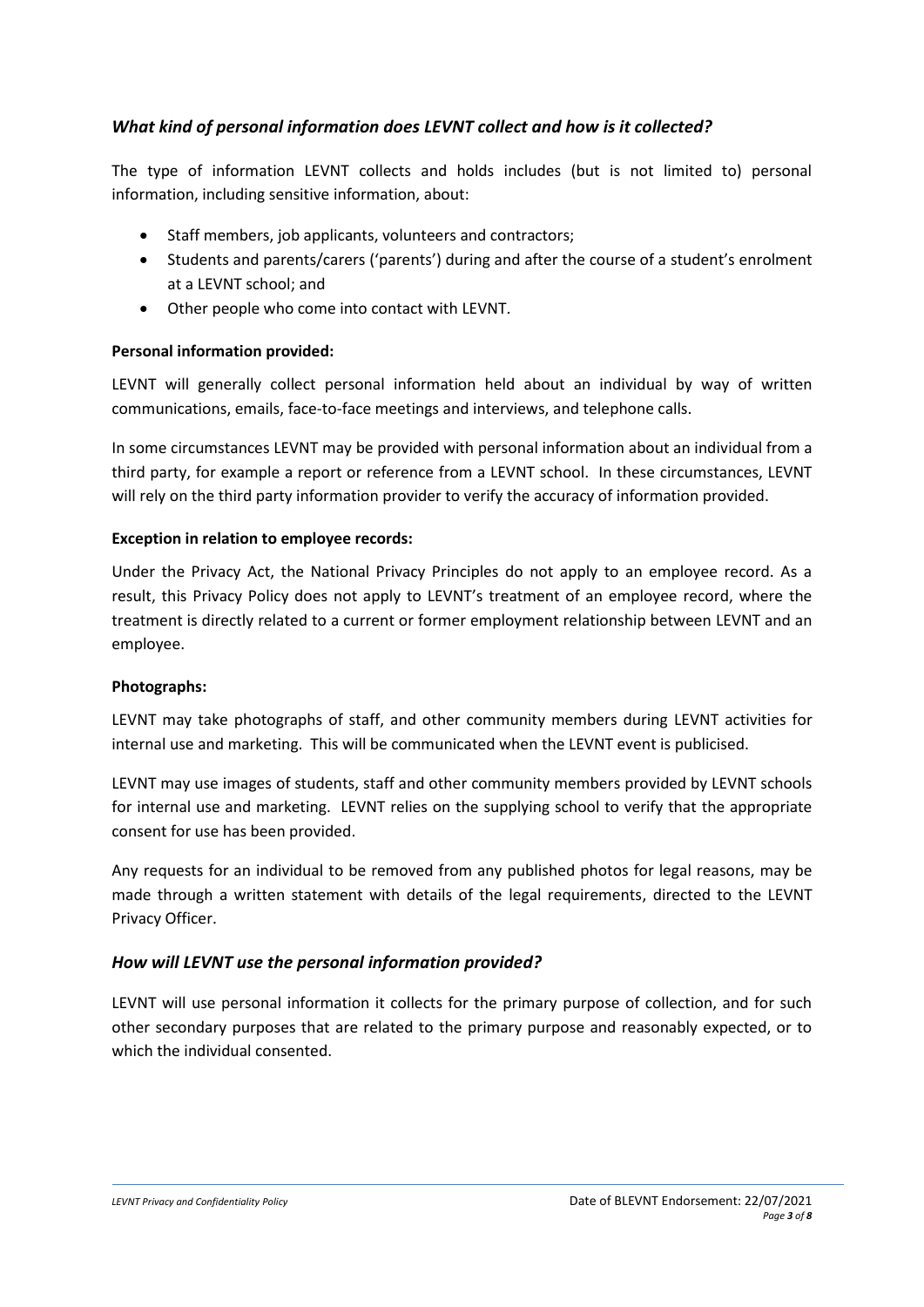## *What kind of personal information does LEVNT collect and how is it collected?*

The type of information LEVNT collects and holds includes (but is not limited to) personal information, including sensitive information, about:

- Staff members, job applicants, volunteers and contractors;
- Students and parents/carers ('parents') during and after the course of a student's enrolment at a LEVNT school; and
- Other people who come into contact with LEVNT.

**Personal information provided:**

LEVNT will generally collect personal information held about an individual by way of written communications, emails, face-to-face meetings and interviews, and telephone calls.

In some circumstances LEVNT may be provided with personal information about an individual from a third party, for example a report or reference from a LEVNT school. In these circumstances, LEVNT will rely on the third party information provider to verify the accuracy of information provided.

**Exception in relation to employee records:**

Under the Privacy Act, the National Privacy Principles do not apply to an employee record. As a result, this Privacy Policy does not apply to LEVNT's treatment of an employee record, where the treatment is directly related to a current or former employment relationship between LEVNT and an employee.

**Photographs:**

LEVNT may take photographs of staff, and other community members during LEVNT activities for internal use and marketing. This will be communicated when the LEVNT event is publicised.

LEVNT may use images of students, staff and other community members provided by LEVNT schools for internal use and marketing. LEVNT relies on the supplying school to verify that the appropriate consent for use has been provided.

Any requests for an individual to be removed from any published photos for legal reasons, may be made through a written statement with details of the legal requirements, directed to the LEVNT Privacy Officer.

## *How will LEVNT use the personal information provided?*

LEVNT will use personal information it collects for the primary purpose of collection, and for such other secondary purposes that are related to the primary purpose and reasonably expected, or to which the individual consented.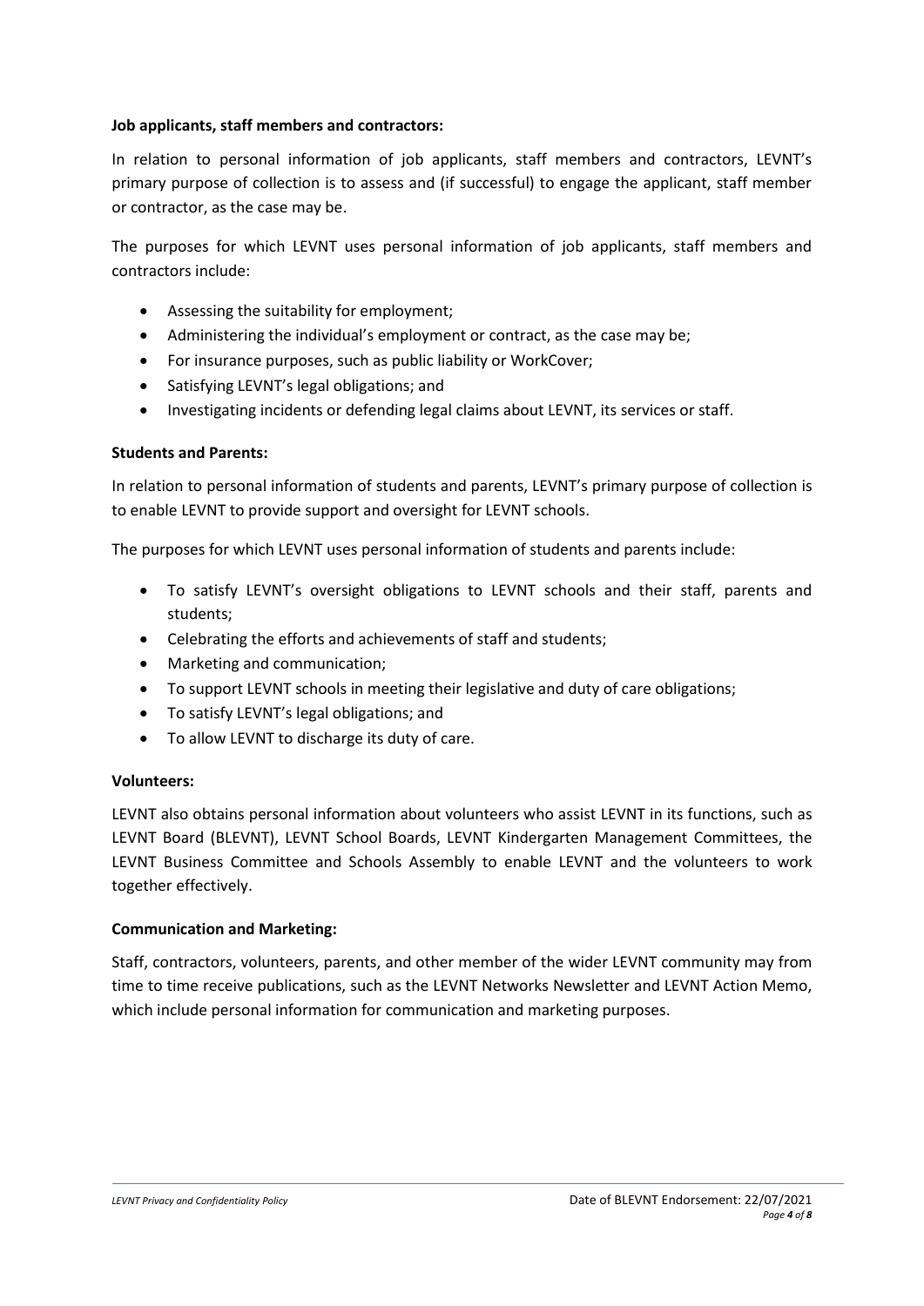**Job applicants, staff members and contractors:**

In relation to personal information of job applicants, staff members and contractors, LEVNT's primary purpose of collection is to assess and (if successful) to engage the applicant, staff member or contractor, as the case may be.

The purposes for which LEVNT uses personal information of job applicants, staff members and contractors include:

- Assessing the suitability for employment;
- Administering the individual's employment or contract, as the case may be;
- For insurance purposes, such as public liability or WorkCover;
- Satisfying LEVNT's legal obligations; and
- Investigating incidents or defending legal claims about LEVNT, its services or staff.

**Students and Parents:**

In relation to personal information of students and parents, LEVNT's primary purpose of collection is to enable LEVNT to provide support and oversight for LEVNT schools.

The purposes for which LEVNT uses personal information of students and parents include:

- To satisfy LEVNT's oversight obligations to LEVNT schools and their staff, parents and students;
- Celebrating the efforts and achievements of staff and students;
- Marketing and communication;
- To support LEVNT schools in meeting their legislative and duty of care obligations;
- To satisfy LEVNT's legal obligations; and
- To allow LEVNT to discharge its duty of care.

**Volunteers:**

LEVNT also obtains personal information about volunteers who assist LEVNT in its functions, such as LEVNT Board (BLEVNT), LEVNT School Boards, LEVNT Kindergarten Management Committees, the LEVNT Business Committee and Schools Assembly to enable LEVNT and the volunteers to work together effectively.

**Communication and Marketing:**

Staff, contractors, volunteers, parents, and other member of the wider LEVNT community may from time to time receive publications, such as the LEVNT Networks Newsletter and LEVNT Action Memo, which include personal information for communication and marketing purposes.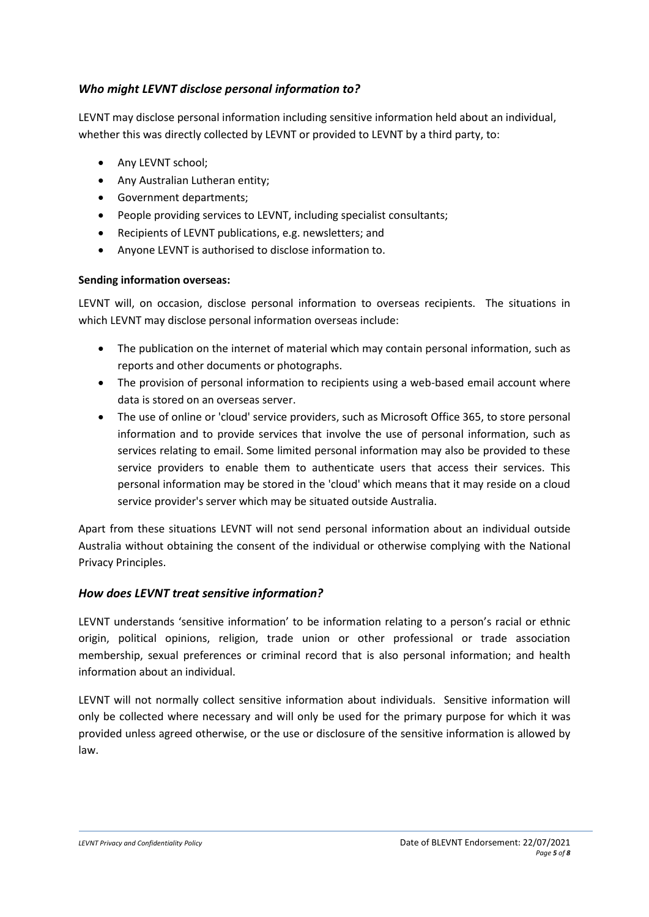### *Who might LEVNT disclose personal information to?*

LEVNT may disclose personal information including sensitive information held about an individual, whether this was directly collected by LEVNT or provided to LEVNT by a third party, to:

- Any LEVNT school;
- Any Australian Lutheran entity;
- Government departments;
- People providing services to LEVNT, including specialist consultants;
- Recipients of LEVNT publications, e.g. newsletters; and
- Anyone LEVNT is authorised to disclose information to.

**Sending information overseas:**

LEVNT will, on occasion, disclose personal information to overseas recipients. The situations in which LEVNT may disclose personal information overseas include:

- The publication on the internet of material which may contain personal information, such as reports and other documents or photographs.
- The provision of personal information to recipients using a web-based email account where data is stored on an overseas server.
- The use of online or 'cloud' service providers, such as Microsoft Office 365, to store personal information and to provide services that involve the use of personal information, such as services relating to email. Some limited personal information may also be provided to these service providers to enable them to authenticate users that access their services. This personal information may be stored in the 'cloud' which means that it may reside on a cloud service provider's server which may be situated outside Australia.

Apart from these situations LEVNT will not send personal information about an individual outside Australia without obtaining the consent of the individual or otherwise complying with the National Privacy Principles.

### *How does LEVNT treat sensitive information?*

LEVNT understands 'sensitive information' to be information relating to a person's racial or ethnic origin, political opinions, religion, trade union or other professional or trade association membership, sexual preferences or criminal record that is also personal information; and health information about an individual.

LEVNT will not normally collect sensitive information about individuals. Sensitive information will only be collected where necessary and will only be used for the primary purpose for which it was provided unless agreed otherwise, or the use or disclosure of the sensitive information is allowed by law.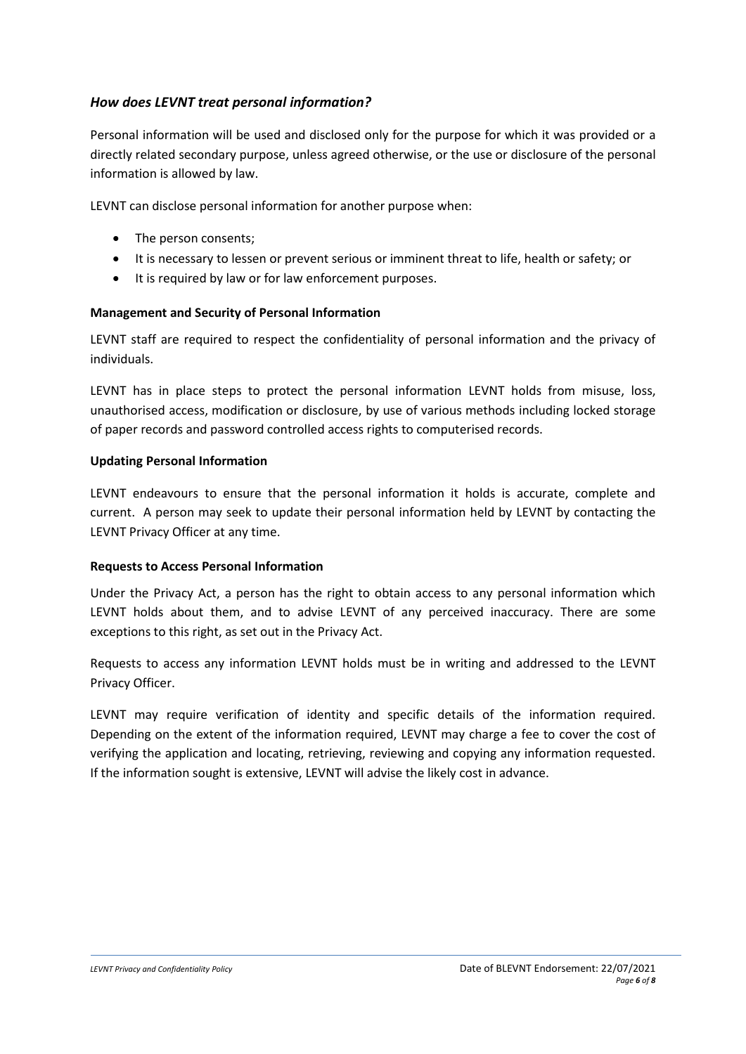### *How does LEVNT treat personal information?*

Personal information will be used and disclosed only for the purpose for which it was provided or a directly related secondary purpose, unless agreed otherwise, or the use or disclosure of the personal information is allowed by law.

LEVNT can disclose personal information for another purpose when:

- The person consents;
- It is necessary to lessen or prevent serious or imminent threat to life, health or safety; or
- It is required by law or for law enforcement purposes.

**Management and Security of Personal Information**

LEVNT staff are required to respect the confidentiality of personal information and the privacy of individuals.

LEVNT has in place steps to protect the personal information LEVNT holds from misuse, loss, unauthorised access, modification or disclosure, by use of various methods including locked storage of paper records and password controlled access rights to computerised records.

**Updating Personal Information**

LEVNT endeavours to ensure that the personal information it holds is accurate, complete and current. A person may seek to update their personal information held by LEVNT by contacting the LEVNT Privacy Officer at any time.

**Requests to Access Personal Information**

Under the Privacy Act, a person has the right to obtain access to any personal information which LEVNT holds about them, and to advise LEVNT of any perceived inaccuracy. There are some exceptions to this right, as set out in the Privacy Act.

Requests to access any information LEVNT holds must be in writing and addressed to the LEVNT Privacy Officer.

LEVNT may require verification of identity and specific details of the information required. Depending on the extent of the information required, LEVNT may charge a fee to cover the cost of verifying the application and locating, retrieving, reviewing and copying any information requested. If the information sought is extensive, LEVNT will advise the likely cost in advance.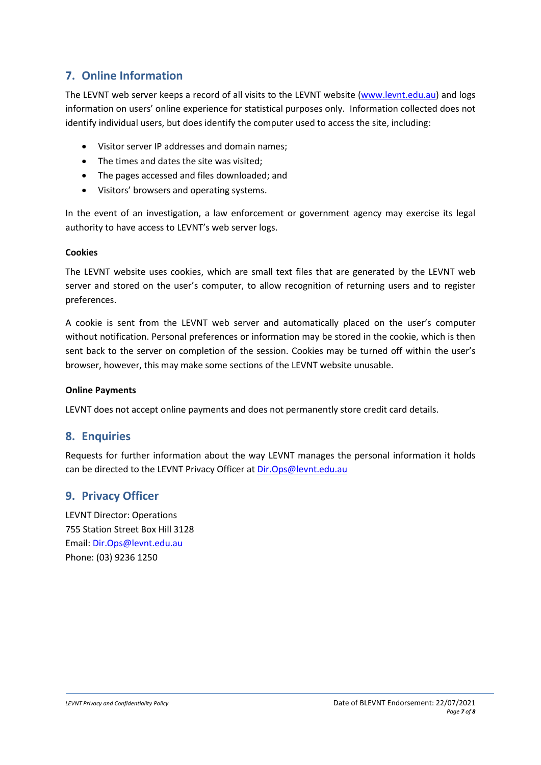## 7. Online Information

The LEVNT web server keeps a record of all visits to the LEVNT website (www.levnt.edu.au) and logs information on users' online experience for statistical purposes only. Information collected does not identify individual users, but does identify the computer used to access the site, including:

- Visitor server IP addresses and domain names;
- The times and dates the site was visited;
- The pages accessed and files downloaded; and
- Visitors' browsers and operating systems.

In the event of an investigation, a law enforcement or government agency may exercise its legal authority to have access to LEVNT's web server logs.

**Cookies**

The LEVNT website uses cookies, which are small text files that are generated by the LEVNT web server and stored on the user's computer, to allow recognition of returning users and to register preferences.

A cookie is sent from the LEVNT web server and automatically placed on the user's computer without notification. Personal preferences or information may be stored in the cookie, which is then sent back to the server on completion of the session. Cookies may be turned off within the user's browser, however, this may make some sections of the LEVNT website unusable.

**Online Payments**

LEVNT does not accept online payments and does not permanently store credit card details.

## 8. Enquiries

Requests for further information about the way LEVNT manages the personal information it holds can be directed to the LEVNT Privacy Officer at Dir.Ops@levnt.edu.au

## 9. Privacy Officer

LEVNT Director: Operations
755 Station Street Box Hill 3128
Email: Dir.Ops@levnt.edu.au
Phone: (03) 9236 1250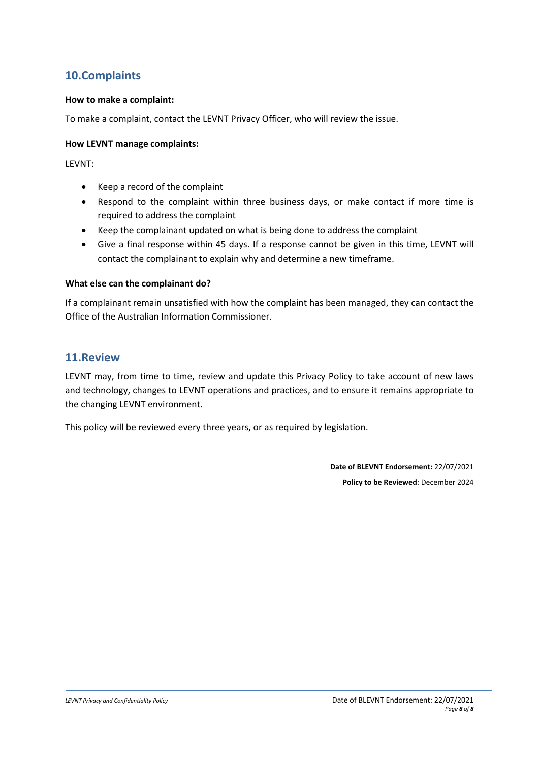## 10.Complaints

**How to make a complaint:**

To make a complaint, contact the LEVNT Privacy Officer, who will review the issue.

**How LEVNT manage complaints:**

LEVNT:

- Keep a record of the complaint
- Respond to the complaint within three business days, or make contact if more time is required to address the complaint
- Keep the complainant updated on what is being done to address the complaint
- Give a final response within 45 days. If a response cannot be given in this time, LEVNT will contact the complainant to explain why and determine a new timeframe.

**What else can the complainant do?**

If a complainant remain unsatisfied with how the complaint has been managed, they can contact the Office of the Australian Information Commissioner.

## 11.Review

LEVNT may, from time to time, review and update this Privacy Policy to take account of new laws and technology, changes to LEVNT operations and practices, and to ensure it remains appropriate to the changing LEVNT environment.

This policy will be reviewed every three years, or as required by legislation.

**Date of BLEVNT Endorsement:** 22/07/2021

**Policy to be Reviewed**: December 2024